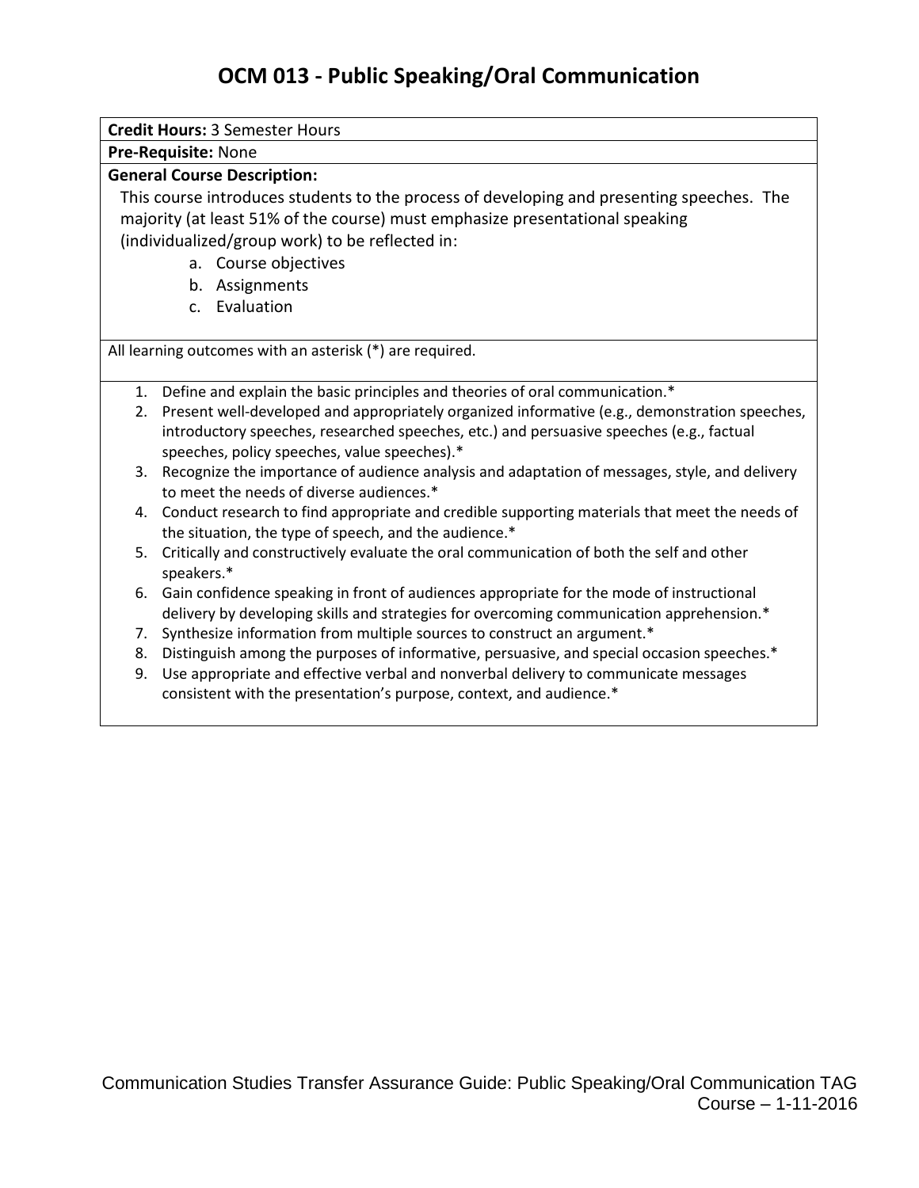# OCM 013 - Public Speaking/Oral Communication

**Credit Hours:** 3 Semester Hours

**Pre-Requisite:** None

**General Course Description:**

This course introduces students to the process of developing and presenting speeches. The majority (at least 51% of the course) must emphasize presentational speaking (individualized/group work) to be reflected in:

a. Course objectives
b. Assignments
c. Evaluation

All learning outcomes with an asterisk (*) are required.

1. Define and explain the basic principles and theories of oral communication.*
2. Present well-developed and appropriately organized informative (e.g., demonstration speeches, introductory speeches, researched speeches, etc.) and persuasive speeches (e.g., factual speeches, policy speeches, value speeches).*
3. Recognize the importance of audience analysis and adaptation of messages, style, and delivery to meet the needs of diverse audiences.*
4. Conduct research to find appropriate and credible supporting materials that meet the needs of the situation, the type of speech, and the audience.*
5. Critically and constructively evaluate the oral communication of both the self and other speakers.*
6. Gain confidence speaking in front of audiences appropriate for the mode of instructional delivery by developing skills and strategies for overcoming communication apprehension.*
7. Synthesize information from multiple sources to construct an argument.*
8. Distinguish among the purposes of informative, persuasive, and special occasion speeches.*
9. Use appropriate and effective verbal and nonverbal delivery to communicate messages consistent with the presentation's purpose, context, and audience.*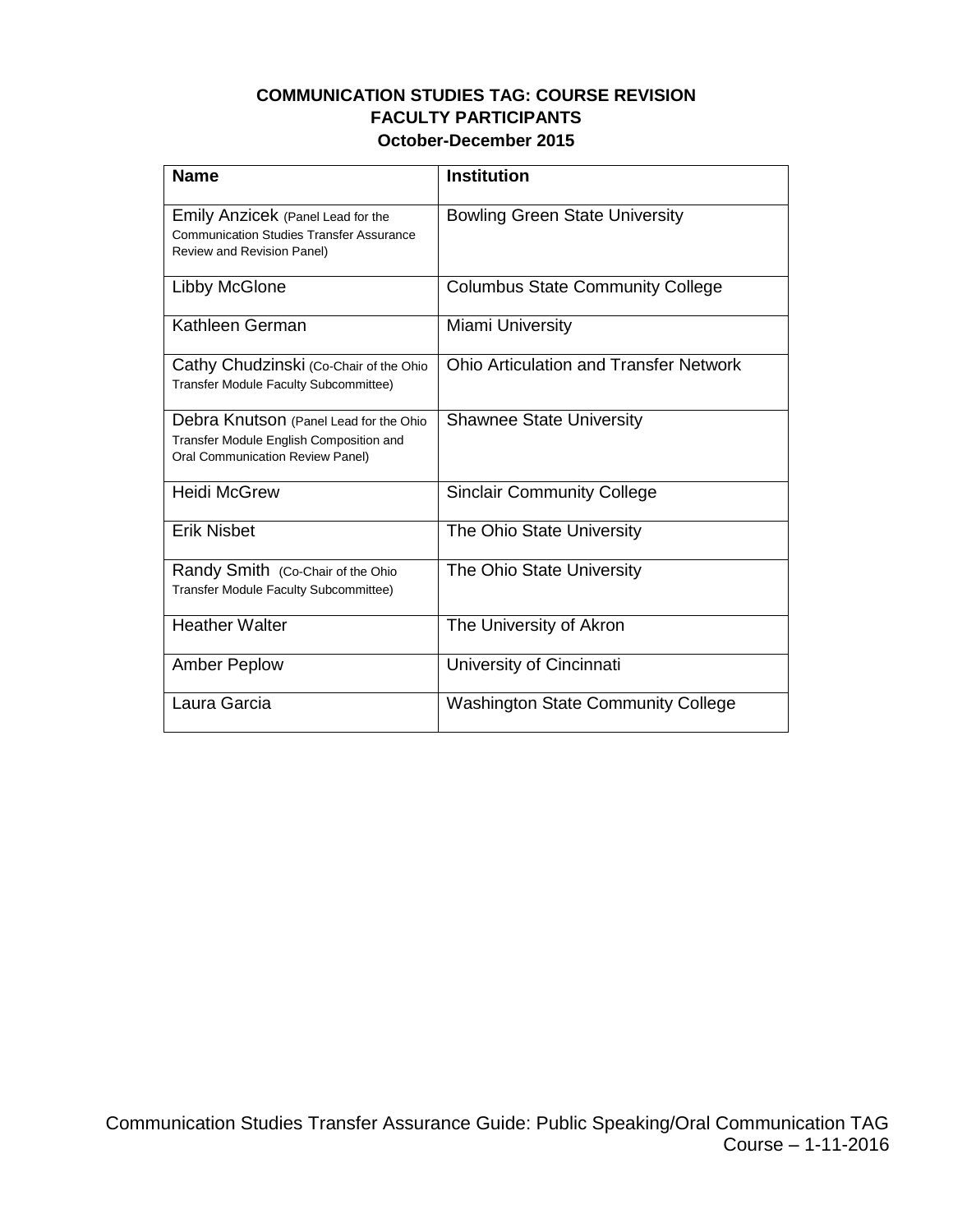**COMMUNICATION STUDIES TAG: COURSE REVISION**
**FACULTY PARTICIPANTS**
**October-December 2015**

| Name | Institution |
| --- | --- |
| Emily Anzicek (Panel Lead for the Communication Studies Transfer Assurance Review and Revision Panel) | Bowling Green State University |
| Libby McGlone | Columbus State Community College |
| Kathleen German | Miami University |
| Cathy Chudzinski (Co-Chair of the Ohio Transfer Module Faculty Subcommittee) | Ohio Articulation and Transfer Network |
| Debra Knutson (Panel Lead for the Ohio Transfer Module English Composition and Oral Communication Review Panel) | Shawnee State University |
| Heidi McGrew | Sinclair Community College |
| Erik Nisbet | The Ohio State University |
| Randy Smith (Co-Chair of the Ohio Transfer Module Faculty Subcommittee) | The Ohio State University |
| Heather Walter | The University of Akron |
| Amber Peplow | University of Cincinnati |
| Laura Garcia | Washington State Community College |